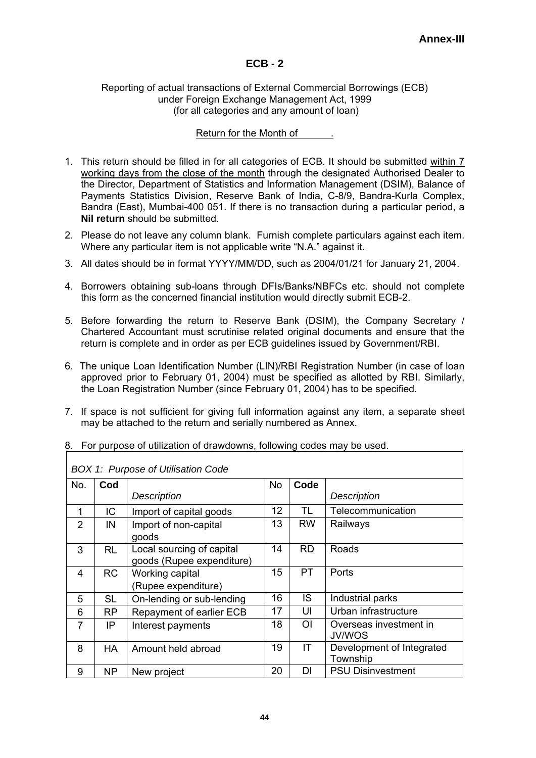**Annex-III**

# ECB - 2

Reporting of actual transactions of External Commercial Borrowings (ECB) under Foreign Exchange Management Act, 1999 (for all categories and any amount of loan)

Return for the Month of .

1. This return should be filled in for all categories of ECB. It should be submitted within 7 working days from the close of the month through the designated Authorised Dealer to the Director, Department of Statistics and Information Management (DSIM), Balance of Payments Statistics Division, Reserve Bank of India, C-8/9, Bandra-Kurla Complex, Bandra (East), Mumbai-400 051. If there is no transaction during a particular period, a **Nil return** should be submitted.
2. Please do not leave any column blank. Furnish complete particulars against each item. Where any particular item is not applicable write "N.A." against it.
3. All dates should be in format YYYY/MM/DD, such as 2004/01/21 for January 21, 2004.
4. Borrowers obtaining sub-loans through DFIs/Banks/NBFCs etc. should not complete this form as the concerned financial institution would directly submit ECB-2.
5. Before forwarding the return to Reserve Bank (DSIM), the Company Secretary / Chartered Accountant must scrutinise related original documents and ensure that the return is complete and in order as per ECB guidelines issued by Government/RBI.
6. The unique Loan Identification Number (LIN)/RBI Registration Number (in case of loan approved prior to February 01, 2004) must be specified as allotted by RBI. Similarly, the Loan Registration Number (since February 01, 2004) has to be specified.
7. If space is not sufficient for giving full information against any item, a separate sheet may be attached to the return and serially numbered as Annex.
8. For purpose of utilization of drawdowns, following codes may be used.

*BOX 1: Purpose of Utilisation Code*

| No. | Cod | *Description* | No | Code | *Description* |
|---|---|---|---|---|---|
| 1 | IC | Import of capital goods | 12 | TL | Telecommunication |
| 2 | IN | Import of non-capital goods | 13 | RW | Railways |
| 3 | RL | Local sourcing of capital goods (Rupee expenditure) | 14 | RD | Roads |
| 4 | RC | Working capital (Rupee expenditure) | 15 | PT | Ports |
| 5 | SL | On-lending or sub-lending | 16 | IS | Industrial parks |
| 6 | RP | Repayment of earlier ECB | 17 | UI | Urban infrastructure |
| 7 | IP | Interest payments | 18 | OI | Overseas investment in JV/WOS |
| 8 | HA | Amount held abroad | 19 | IT | Development of Integrated Township |
| 9 | NP | New project | 20 | DI | PSU Disinvestment |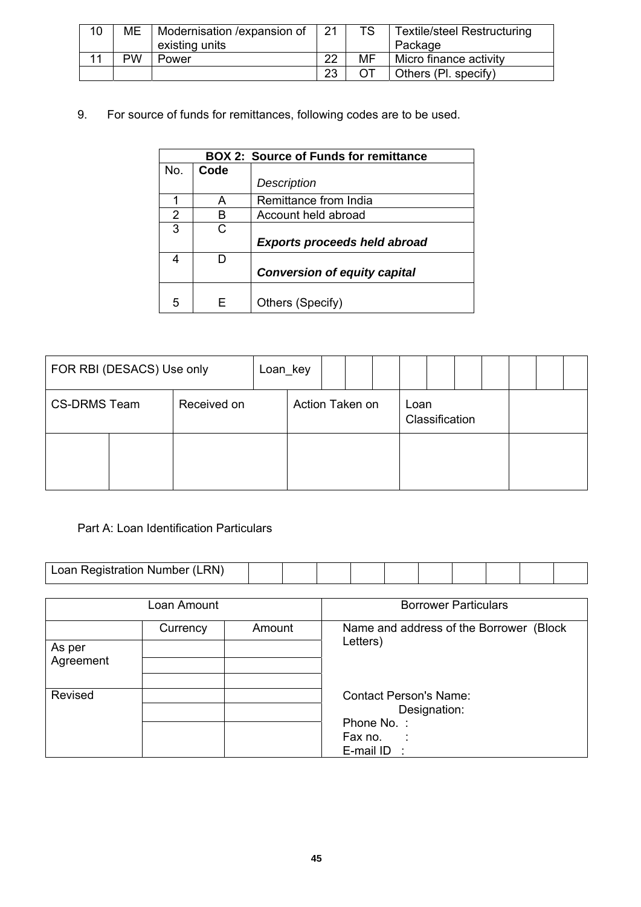| 10 | ME | Modernisation /expansion of existing units | 21 | TS | Textile/steel Restructuring Package |
|---|---|---|---|---|---|
| 11 | PW | Power | 22 | MF | Micro finance activity |
| | | | 23 | OT | Others (Pl. specify) |

9. For source of funds for remittances, following codes are to be used.

| **BOX 2: Source of Funds for remittance** | | |
|---|---|---|
| No. | **Code** | *Description* |
| 1 | A | Remittance from India |
| 2 | B | Account held abroad |
| 3 | C | ***Exports proceeds held abroad*** |
| 4 | D | ***Conversion of equity capital*** |
| 5 | E | Others (Specify) |

| FOR RBI (DESACS) Use only | | | Loan_key | | | | | | | | | | |
|---|---|---|---|---|---|---|---|---|---|---|---|---|---|
| CS-DRMS Team | | Received on | Action Taken on | | | | Loan Classification | | | | | | |
| | | | | | | | | | | | | | |

Part A: Loan Identification Particulars

| Loan Registration Number (LRN) | | | | | | | | | | |
|---|---|---|---|---|---|---|---|---|---|---|

| Loan Amount | | | Borrower Particulars |
|---|---|---|---|
| | Currency | Amount | Name and address of the Borrower (Block Letters) |
| As per Agreement | | | |
| | | | |
| | | | |
| Revised | | | Contact Person's Name: Designation: Phone No. : Fax no. : E-mail ID : |
| | | | |
| | | | |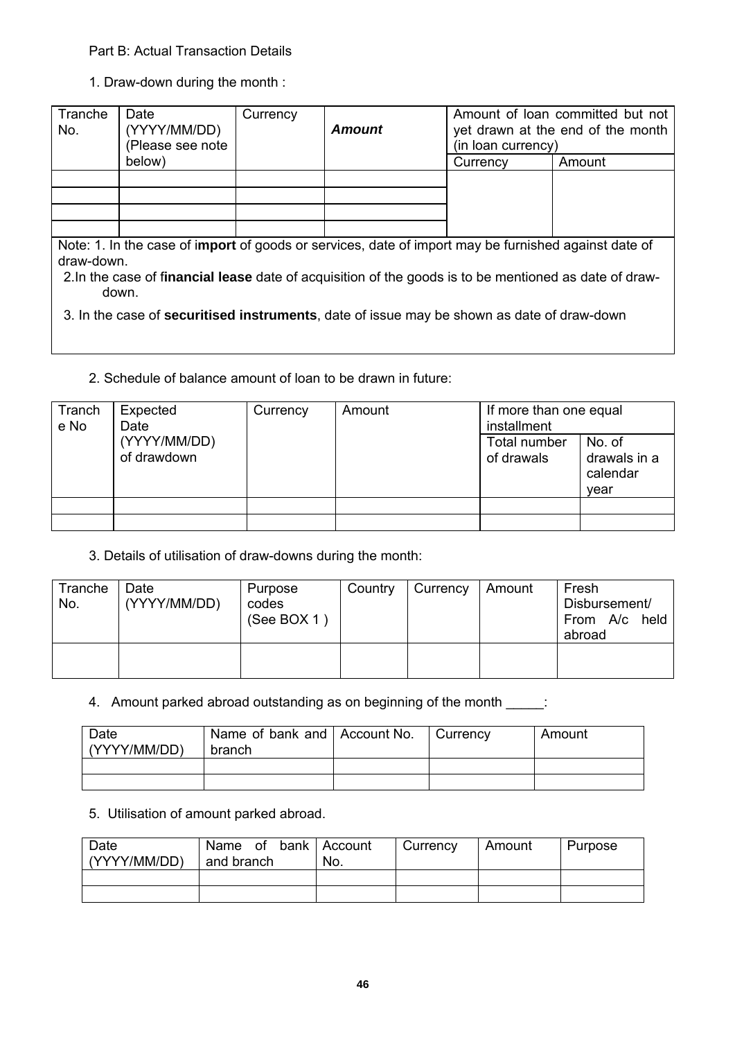Part B: Actual Transaction Details

1. Draw-down during the month :

| Tranche No. | Date (YYYY/MM/DD) (Please see note below) | Currency | ***Amount*** | Amount of loan committed but not yet drawn at the end of the month (in loan currency) | |
|---|---|---|---|---|---|
| | | | | Currency | Amount |
| | | | | | |
| | | | | | |
| | | | | | |
| | | | | | |

Note: 1. In the case of **import** of goods or services, date of import may be furnished against date of draw-down.

2.In the case of **financial lease** date of acquisition of the goods is to be mentioned as date of draw-down.

3. In the case of **securitised instruments**, date of issue may be shown as date of draw-down

2. Schedule of balance amount of loan to be drawn in future:

| Tranche No | Expected Date (YYYY/MM/DD) of drawdown | Currency | Amount | If more than one equal installment | |
|---|---|---|---|---|---|
| | | | | Total number of drawals | No. of drawals in a calendar year |
| | | | | | |
| | | | | | |

3. Details of utilisation of draw-downs during the month:

| Tranche No. | Date (YYYY/MM/DD) | Purpose codes (See BOX 1 ) | Country | Currency | Amount | Fresh Disbursement/ From A/c held abroad |
|---|---|---|---|---|---|---|
| | | | | | | |

4. Amount parked abroad outstanding as on beginning of the month _____:

| Date (YYYY/MM/DD) | Name of bank and branch | Account No. | Currency | Amount |
|---|---|---|---|---|
| | | | | |
| | | | | |

5. Utilisation of amount parked abroad.

| Date (YYYY/MM/DD) | Name of bank and branch | Account No. | Currency | Amount | Purpose |
|---|---|---|---|---|---|
| | | | | | |
| | | | | | |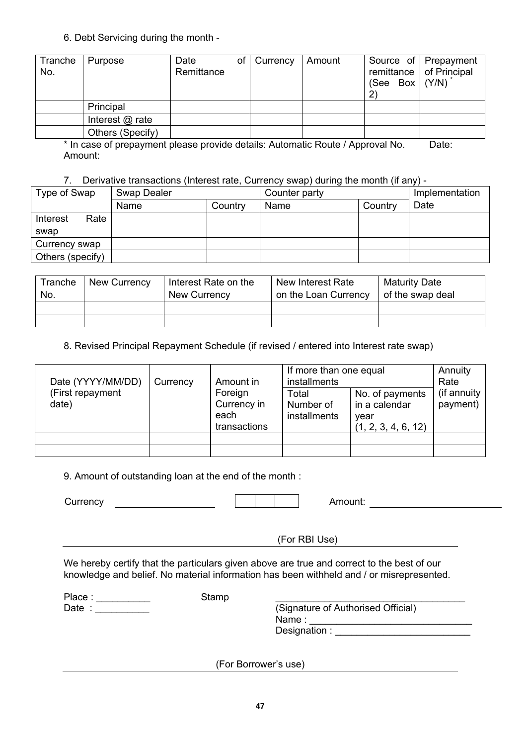6. Debt Servicing during the month -

| Tranche No. | Purpose | Date of Remittance | Currency | Amount | Source of remittance (See Box 2) | Prepayment of Principal (Y/N) * |
|---|---|---|---|---|---|---|
| | Principal | | | | | |
| | Interest @ rate | | | | | |
| | Others (Specify) | | | | | |

\* In case of prepayment please provide details: Automatic Route / Approval No. Date: Amount:

7. Derivative transactions (Interest rate, Currency swap) during the month (if any) -

| Type of Swap | Swap Dealer | | Counter party | | Implementation Date |
|---|---|---|---|---|---|
| | Name | Country | Name | Country | |
| Interest Rate swap | | | | | |
| Currency swap | | | | | |
| Others (specify) | | | | | |

| Tranche No. | New Currency | Interest Rate on the New Currency | New Interest Rate on the Loan Currency | Maturity Date of the swap deal |
|---|---|---|---|---|
| | | | | |
| | | | | |

8. Revised Principal Repayment Schedule (if revised / entered into Interest rate swap)

| Date (YYYY/MM/DD) (First repayment date) | Currency | Amount in Foreign Currency in each transactions | If more than one equal installments | | Annuity Rate (if annuity payment) |
|---|---|---|---|---|---|
| | | | Total Number of installments | No. of payments in a calendar year (1, 2, 3, 4, 6, 12) | |
| | | | | | |
| | | | | | |

9. Amount of outstanding loan at the end of the month :

Currency ____________ [ | | ] Amount: ________________

(For RBI Use)

We hereby certify that the particulars given above are true and correct to the best of our knowledge and belief. No material information has been withheld and / or misrepresented.

Place : __________ Stamp ________________________________

Date : __________ (Signature of Authorised Official)

Name : ______________________________

Designation : _________________________

(For Borrower's use)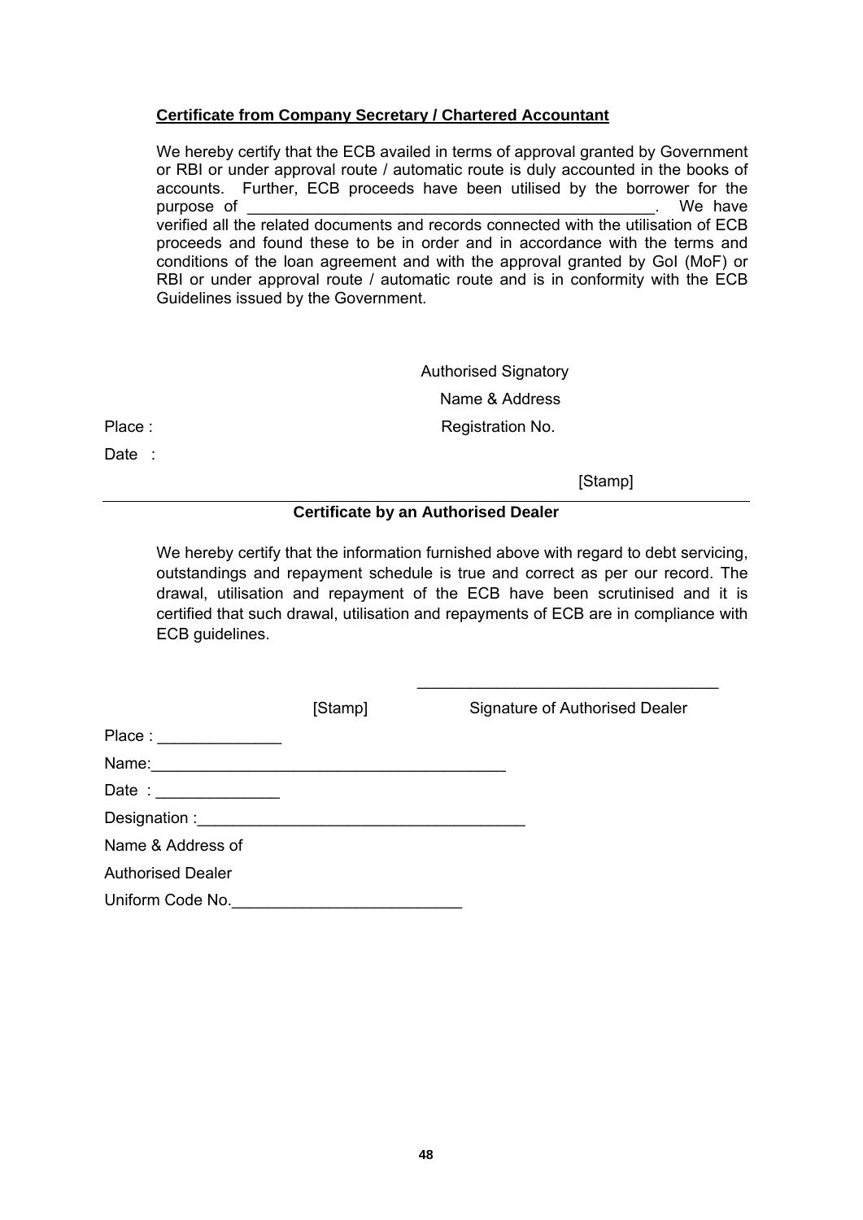**Certificate from Company Secretary / Chartered Accountant**

We hereby certify that the ECB availed in terms of approval granted by Government or RBI or under approval route / automatic route is duly accounted in the books of accounts. Further, ECB proceeds have been utilised by the borrower for the purpose of ______________________________________________. We have verified all the related documents and records connected with the utilisation of ECB proceeds and found these to be in order and in accordance with the terms and conditions of the loan agreement and with the approval granted by GoI (MoF) or RBI or under approval route / automatic route and is in conformity with the ECB Guidelines issued by the Government.

Authorised Signatory

Name & Address

Place :

Registration No.

Date :

[Stamp]

---

**Certificate by an Authorised Dealer**

We hereby certify that the information furnished above with regard to debt servicing, outstandings and repayment schedule is true and correct as per our record. The drawal, utilisation and repayment of the ECB have been scrutinised and it is certified that such drawal, utilisation and repayments of ECB are in compliance with ECB guidelines.

__________________________________

[Stamp] Signature of Authorised Dealer

Place : ______________

Name:________________________________________

Date : ______________

Designation :_____________________________________

Name & Address of

Authorised Dealer

Uniform Code No.__________________________